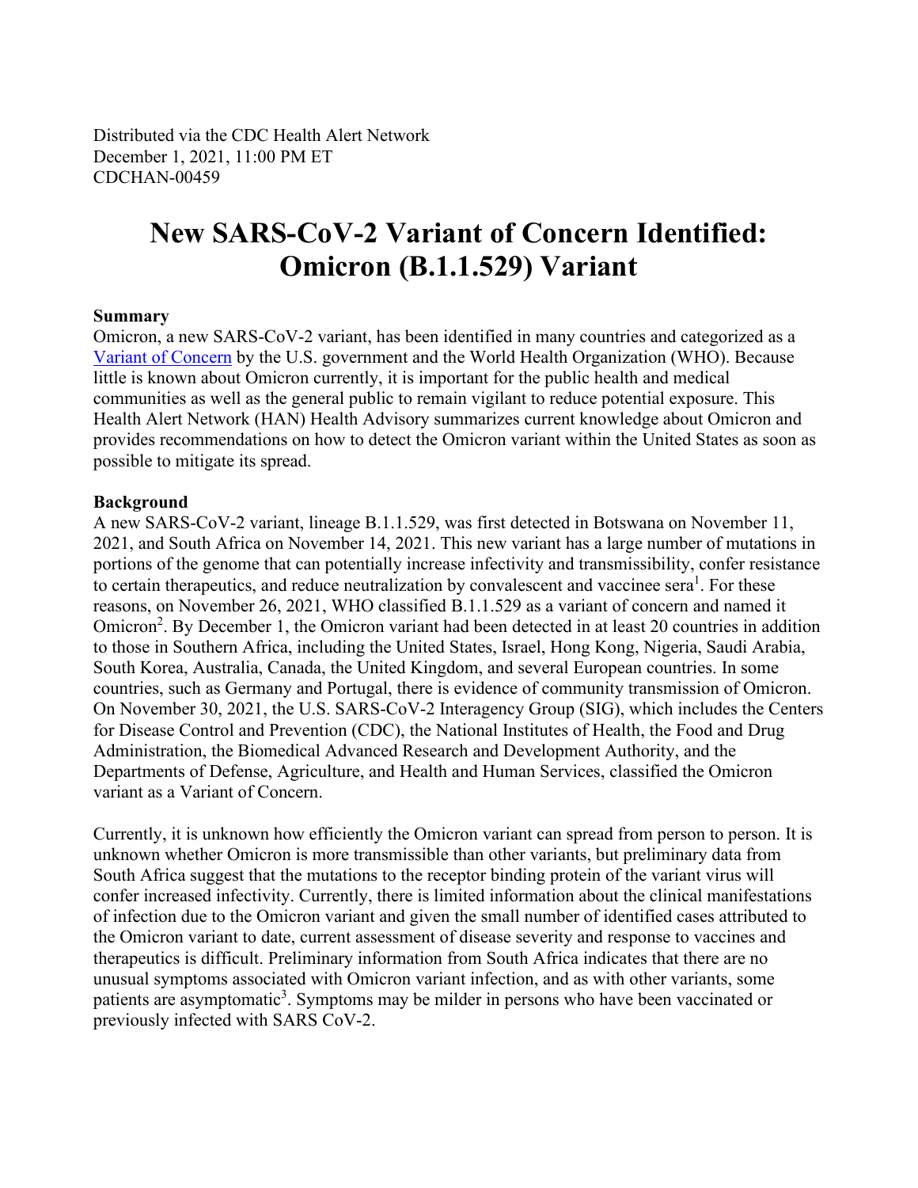Distributed via the CDC Health Alert Network
December 1, 2021, 11:00 PM ET
CDCHAN-00459

# New SARS-CoV-2 Variant of Concern Identified: Omicron (B.1.1.529) Variant

**Summary**

Omicron, a new SARS-CoV-2 variant, has been identified in many countries and categorized as a Variant of Concern by the U.S. government and the World Health Organization (WHO). Because little is known about Omicron currently, it is important for the public health and medical communities as well as the general public to remain vigilant to reduce potential exposure. This Health Alert Network (HAN) Health Advisory summarizes current knowledge about Omicron and provides recommendations on how to detect the Omicron variant within the United States as soon as possible to mitigate its spread.

**Background**

A new SARS-CoV-2 variant, lineage B.1.1.529, was first detected in Botswana on November 11, 2021, and South Africa on November 14, 2021. This new variant has a large number of mutations in portions of the genome that can potentially increase infectivity and transmissibility, confer resistance to certain therapeutics, and reduce neutralization by convalescent and vaccinee sera[1]. For these reasons, on November 26, 2021, WHO classified B.1.1.529 as a variant of concern and named it Omicron[2]. By December 1, the Omicron variant had been detected in at least 20 countries in addition to those in Southern Africa, including the United States, Israel, Hong Kong, Nigeria, Saudi Arabia, South Korea, Australia, Canada, the United Kingdom, and several European countries. In some countries, such as Germany and Portugal, there is evidence of community transmission of Omicron. On November 30, 2021, the U.S. SARS-CoV-2 Interagency Group (SIG), which includes the Centers for Disease Control and Prevention (CDC), the National Institutes of Health, the Food and Drug Administration, the Biomedical Advanced Research and Development Authority, and the Departments of Defense, Agriculture, and Health and Human Services, classified the Omicron variant as a Variant of Concern.

Currently, it is unknown how efficiently the Omicron variant can spread from person to person. It is unknown whether Omicron is more transmissible than other variants, but preliminary data from South Africa suggest that the mutations to the receptor binding protein of the variant virus will confer increased infectivity. Currently, there is limited information about the clinical manifestations of infection due to the Omicron variant and given the small number of identified cases attributed to the Omicron variant to date, current assessment of disease severity and response to vaccines and therapeutics is difficult. Preliminary information from South Africa indicates that there are no unusual symptoms associated with Omicron variant infection, and as with other variants, some patients are asymptomatic[3]. Symptoms may be milder in persons who have been vaccinated or previously infected with SARS CoV-2.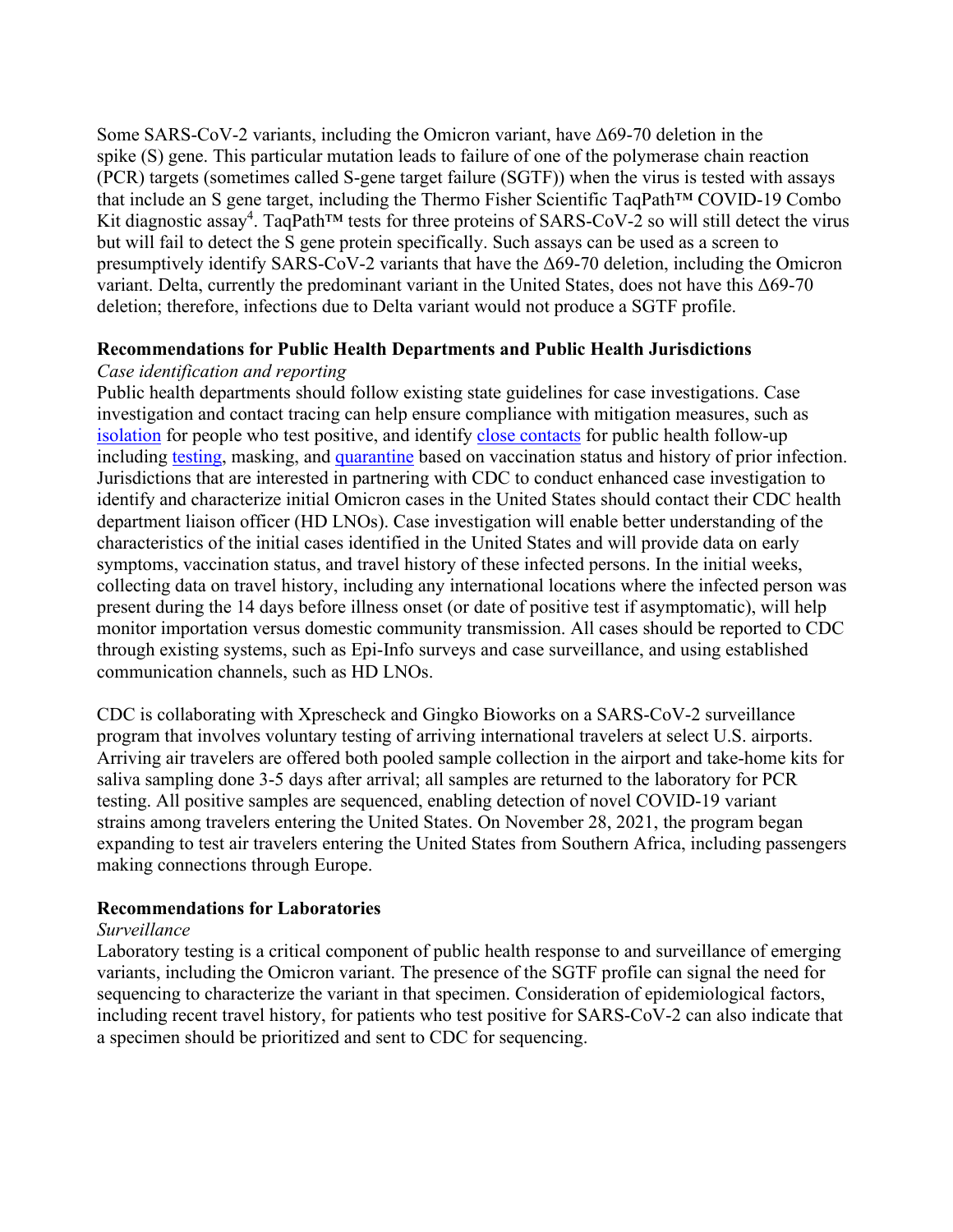Some SARS-CoV-2 variants, including the Omicron variant, have Δ69-70 deletion in the spike (S) gene. This particular mutation leads to failure of one of the polymerase chain reaction (PCR) targets (sometimes called S-gene target failure (SGTF)) when the virus is tested with assays that include an S gene target, including the Thermo Fisher Scientific TaqPath™ COVID-19 Combo Kit diagnostic assay[4]. TaqPath™ tests for three proteins of SARS-CoV-2 so will still detect the virus but will fail to detect the S gene protein specifically. Such assays can be used as a screen to presumptively identify SARS-CoV-2 variants that have the Δ69-70 deletion, including the Omicron variant. Delta, currently the predominant variant in the United States, does not have this Δ69-70 deletion; therefore, infections due to Delta variant would not produce a SGTF profile.

**Recommendations for Public Health Departments and Public Health Jurisdictions**

*Case identification and reporting*

Public health departments should follow existing state guidelines for case investigations. Case investigation and contact tracing can help ensure compliance with mitigation measures, such as isolation for people who test positive, and identify close contacts for public health follow-up including testing, masking, and quarantine based on vaccination status and history of prior infection. Jurisdictions that are interested in partnering with CDC to conduct enhanced case investigation to identify and characterize initial Omicron cases in the United States should contact their CDC health department liaison officer (HD LNOs). Case investigation will enable better understanding of the characteristics of the initial cases identified in the United States and will provide data on early symptoms, vaccination status, and travel history of these infected persons. In the initial weeks, collecting data on travel history, including any international locations where the infected person was present during the 14 days before illness onset (or date of positive test if asymptomatic), will help monitor importation versus domestic community transmission. All cases should be reported to CDC through existing systems, such as Epi-Info surveys and case surveillance, and using established communication channels, such as HD LNOs.

CDC is collaborating with Xprescheck and Gingko Bioworks on a SARS-CoV-2 surveillance program that involves voluntary testing of arriving international travelers at select U.S. airports. Arriving air travelers are offered both pooled sample collection in the airport and take-home kits for saliva sampling done 3-5 days after arrival; all samples are returned to the laboratory for PCR testing. All positive samples are sequenced, enabling detection of novel COVID-19 variant strains among travelers entering the United States. On November 28, 2021, the program began expanding to test air travelers entering the United States from Southern Africa, including passengers making connections through Europe.

**Recommendations for Laboratories**

*Surveillance*

Laboratory testing is a critical component of public health response to and surveillance of emerging variants, including the Omicron variant. The presence of the SGTF profile can signal the need for sequencing to characterize the variant in that specimen. Consideration of epidemiological factors, including recent travel history, for patients who test positive for SARS-CoV-2 can also indicate that a specimen should be prioritized and sent to CDC for sequencing.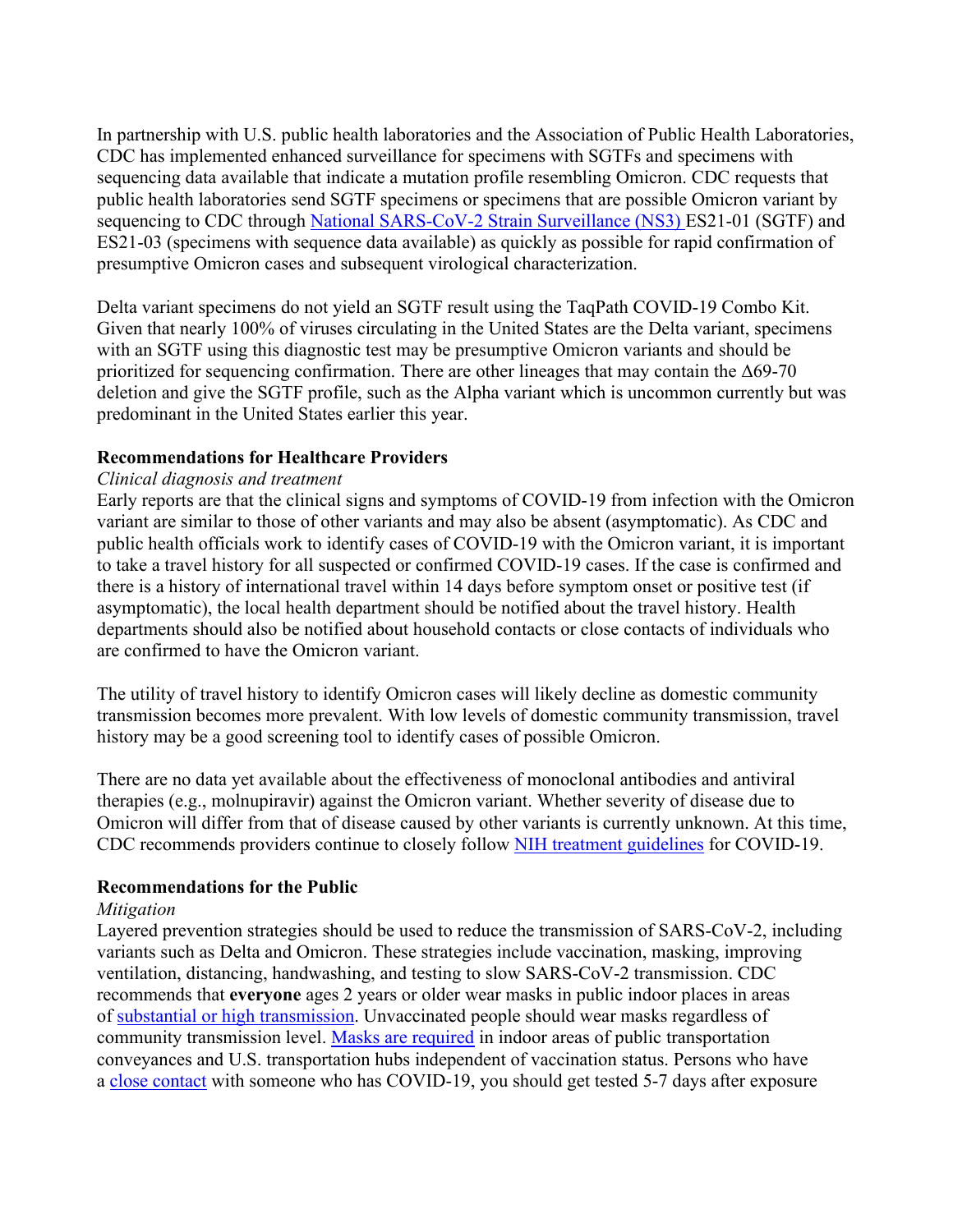In partnership with U.S. public health laboratories and the Association of Public Health Laboratories, CDC has implemented enhanced surveillance for specimens with SGTFs and specimens with sequencing data available that indicate a mutation profile resembling Omicron. CDC requests that public health laboratories send SGTF specimens or specimens that are possible Omicron variant by sequencing to CDC through [National SARS-CoV-2 Strain Surveillance (NS3)](#) ES21-01 (SGTF) and ES21-03 (specimens with sequence data available) as quickly as possible for rapid confirmation of presumptive Omicron cases and subsequent virological characterization.

Delta variant specimens do not yield an SGTF result using the TaqPath COVID-19 Combo Kit. Given that nearly 100% of viruses circulating in the United States are the Delta variant, specimens with an SGTF using this diagnostic test may be presumptive Omicron variants and should be prioritized for sequencing confirmation. There are other lineages that may contain the Δ69-70 deletion and give the SGTF profile, such as the Alpha variant which is uncommon currently but was predominant in the United States earlier this year.

**Recommendations for Healthcare Providers**

*Clinical diagnosis and treatment*

Early reports are that the clinical signs and symptoms of COVID-19 from infection with the Omicron variant are similar to those of other variants and may also be absent (asymptomatic). As CDC and public health officials work to identify cases of COVID-19 with the Omicron variant, it is important to take a travel history for all suspected or confirmed COVID-19 cases. If the case is confirmed and there is a history of international travel within 14 days before symptom onset or positive test (if asymptomatic), the local health department should be notified about the travel history. Health departments should also be notified about household contacts or close contacts of individuals who are confirmed to have the Omicron variant.

The utility of travel history to identify Omicron cases will likely decline as domestic community transmission becomes more prevalent. With low levels of domestic community transmission, travel history may be a good screening tool to identify cases of possible Omicron.

There are no data yet available about the effectiveness of monoclonal antibodies and antiviral therapies (e.g., molnupiravir) against the Omicron variant. Whether severity of disease due to Omicron will differ from that of disease caused by other variants is currently unknown. At this time, CDC recommends providers continue to closely follow [NIH treatment guidelines](#) for COVID-19.

**Recommendations for the Public**

*Mitigation*

Layered prevention strategies should be used to reduce the transmission of SARS-CoV-2, including variants such as Delta and Omicron. These strategies include vaccination, masking, improving ventilation, distancing, handwashing, and testing to slow SARS-CoV-2 transmission. CDC recommends that **everyone** ages 2 years or older wear masks in public indoor places in areas of [substantial or high transmission](#). Unvaccinated people should wear masks regardless of community transmission level. [Masks are required](#) in indoor areas of public transportation conveyances and U.S. transportation hubs independent of vaccination status. Persons who have a [close contact](#) with someone who has COVID-19, you should get tested 5-7 days after exposure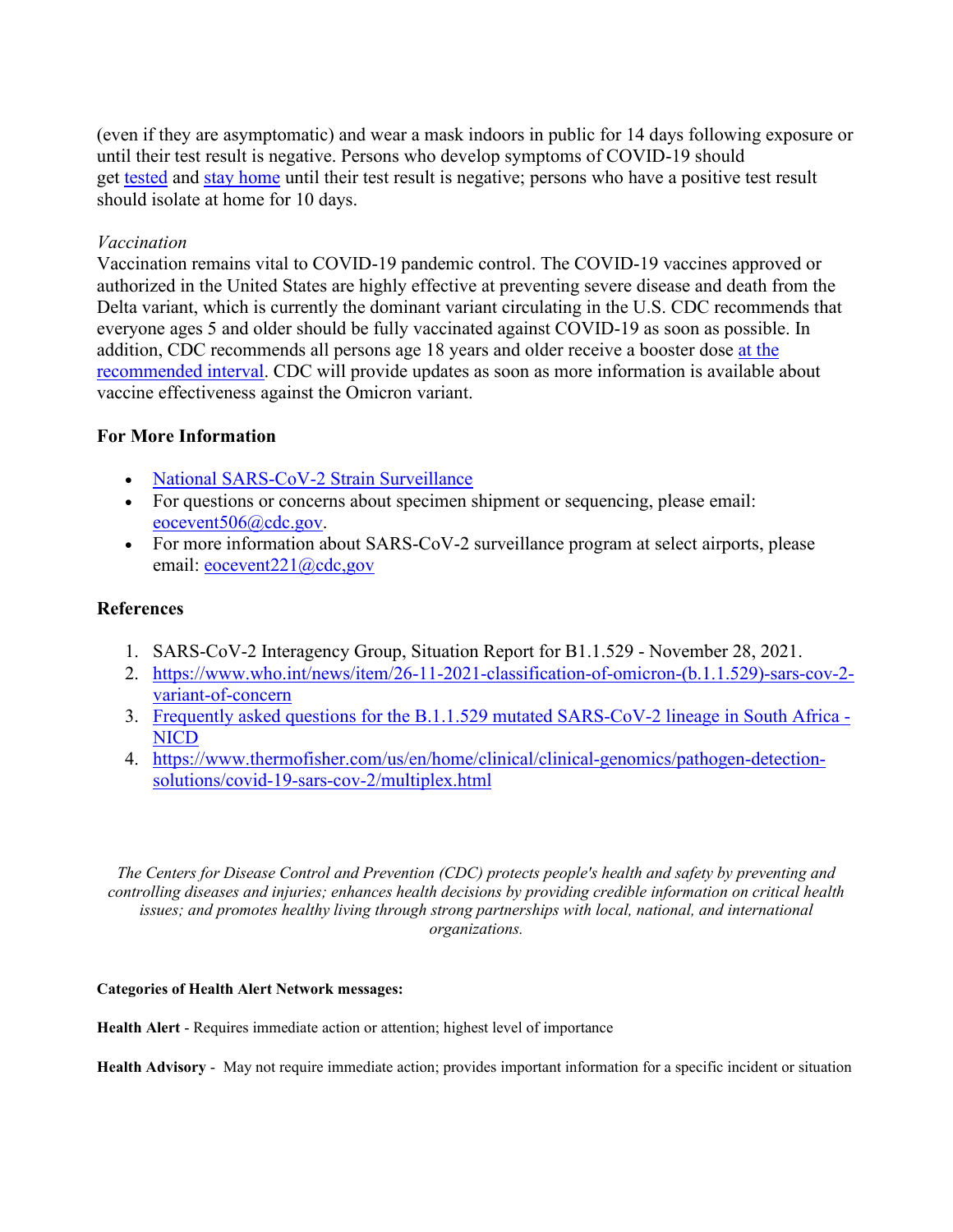(even if they are asymptomatic) and wear a mask indoors in public for 14 days following exposure or until their test result is negative. Persons who develop symptoms of COVID-19 should get [tested](#) and [stay home](#) until their test result is negative; persons who have a positive test result should isolate at home for 10 days.

*Vaccination*

Vaccination remains vital to COVID-19 pandemic control. The COVID-19 vaccines approved or authorized in the United States are highly effective at preventing severe disease and death from the Delta variant, which is currently the dominant variant circulating in the U.S. CDC recommends that everyone ages 5 and older should be fully vaccinated against COVID-19 as soon as possible. In addition, CDC recommends all persons age 18 years and older receive a booster dose [at the recommended interval](#). CDC will provide updates as soon as more information is available about vaccine effectiveness against the Omicron variant.

## For More Information

- [National SARS-CoV-2 Strain Surveillance](#)
- For questions or concerns about specimen shipment or sequencing, please email: eocevent506@cdc.gov.
- For more information about SARS-CoV-2 surveillance program at select airports, please email: eocevent221@cdc,gov

## References

1. SARS-CoV-2 Interagency Group, Situation Report for B1.1.529 - November 28, 2021.
2. https://www.who.int/news/item/26-11-2021-classification-of-omicron-(b.1.1.529)-sars-cov-2-variant-of-concern
3. [Frequently asked questions for the B.1.1.529 mutated SARS-CoV-2 lineage in South Africa - NICD](#)
4. https://www.thermofisher.com/us/en/home/clinical/clinical-genomics/pathogen-detection-solutions/covid-19-sars-cov-2/multiplex.html

*The Centers for Disease Control and Prevention (CDC) protects people's health and safety by preventing and controlling diseases and injuries; enhances health decisions by providing credible information on critical health issues; and promotes healthy living through strong partnerships with local, national, and international organizations.*

**Categories of Health Alert Network messages:**

**Health Alert** - Requires immediate action or attention; highest level of importance

**Health Advisory** - May not require immediate action; provides important information for a specific incident or situation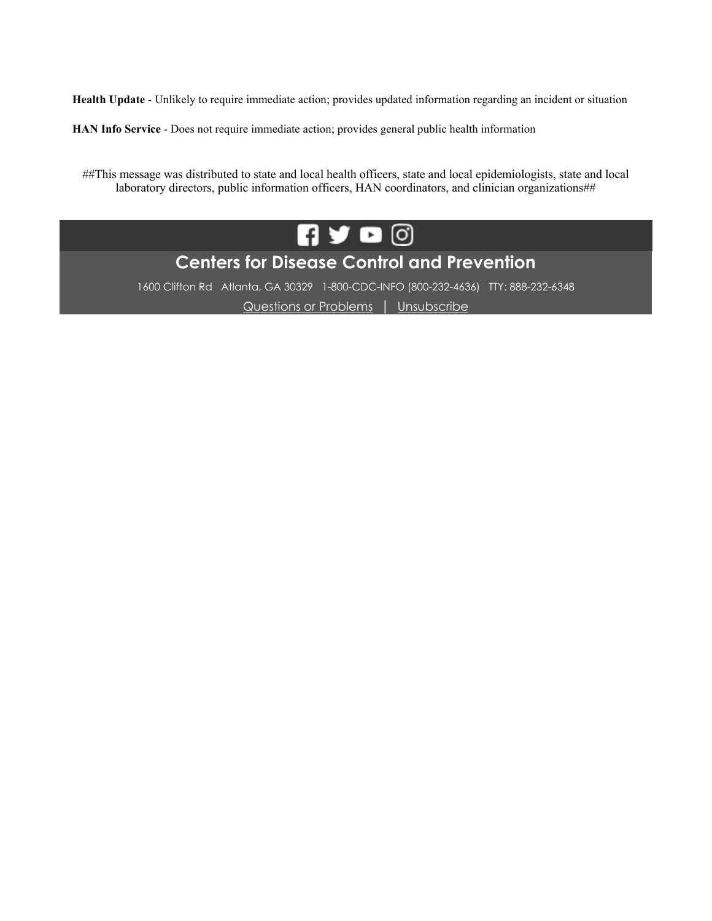**Health Update** - Unlikely to require immediate action; provides updated information regarding an incident or situation

**HAN Info Service** - Does not require immediate action; provides general public health information

##This message was distributed to state and local health officers, state and local epidemiologists, state and local laboratory directors, public information officers, HAN coordinators, and clinician organizations##

**Centers for Disease Control and Prevention**

1600 Clifton Rd Atlanta, GA 30329 1-800-CDC-INFO (800-232-4636) TTY: 888-232-6348

Questions or Problems | Unsubscribe